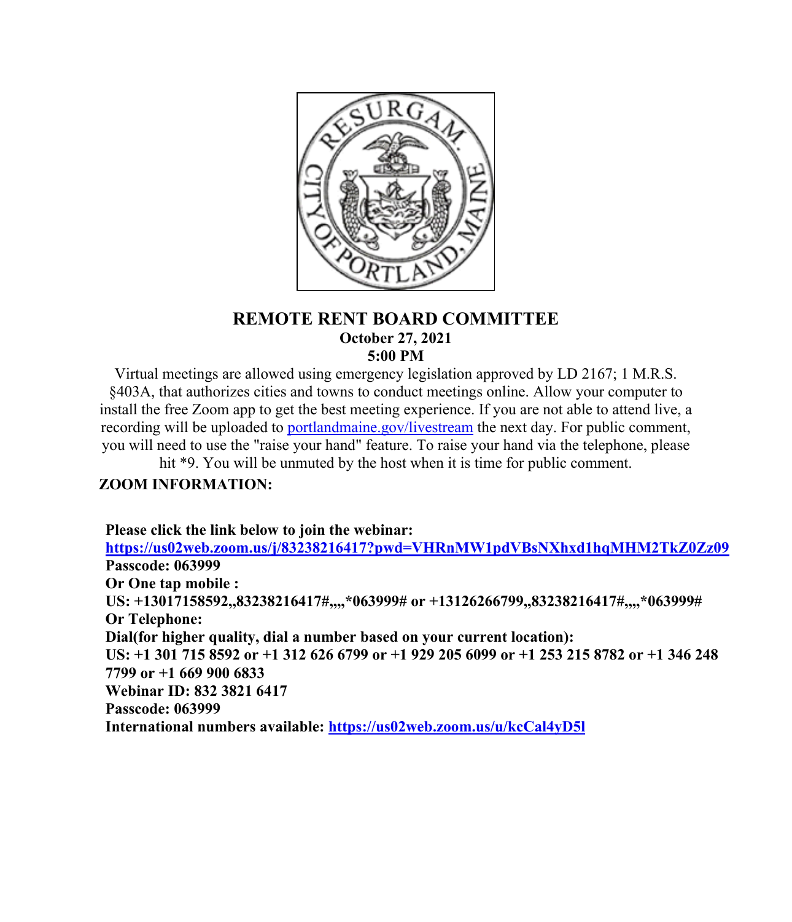# REMOTE RENT BOARD COMMITTEE

**October 27, 2021**

**5:00 PM**

Virtual meetings are allowed using emergency legislation approved by LD 2167; 1 M.R.S. §403A, that authorizes cities and towns to conduct meetings online. Allow your computer to install the free Zoom app to get the best meeting experience. If you are not able to attend live, a recording will be uploaded to [portlandmaine.gov/livestream](portlandmaine.gov/livestream) the next day. For public comment, you will need to use the "raise your hand" feature. To raise your hand via the telephone, please hit *9. You will be unmuted by the host when it is time for public comment.

**ZOOM INFORMATION:**

**Please click the link below to join the webinar:**
**[https://us02web.zoom.us/j/83238216417?pwd=VHRnMW1pdVBsNXhxd1hqMHM2TkZ0Zz09](https://us02web.zoom.us/j/83238216417?pwd=VHRnMW1pdVBsNXhxd1hqMHM2TkZ0Zz09)**
**Passcode: 063999**
**Or One tap mobile :**
**US: +13017158592,,83238216417#,,,,*063999# or +13126266799,,83238216417#,,,,*063999#**
**Or Telephone:**
**Dial(for higher quality, dial a number based on your current location):**
**US: +1 301 715 8592 or +1 312 626 6799 or +1 929 205 6099 or +1 253 215 8782 or +1 346 248 7799 or +1 669 900 6833**
**Webinar ID: 832 3821 6417**
**Passcode: 063999**
**International numbers available: [https://us02web.zoom.us/u/kcCal4yD5l](https://us02web.zoom.us/u/kcCal4yD5l)**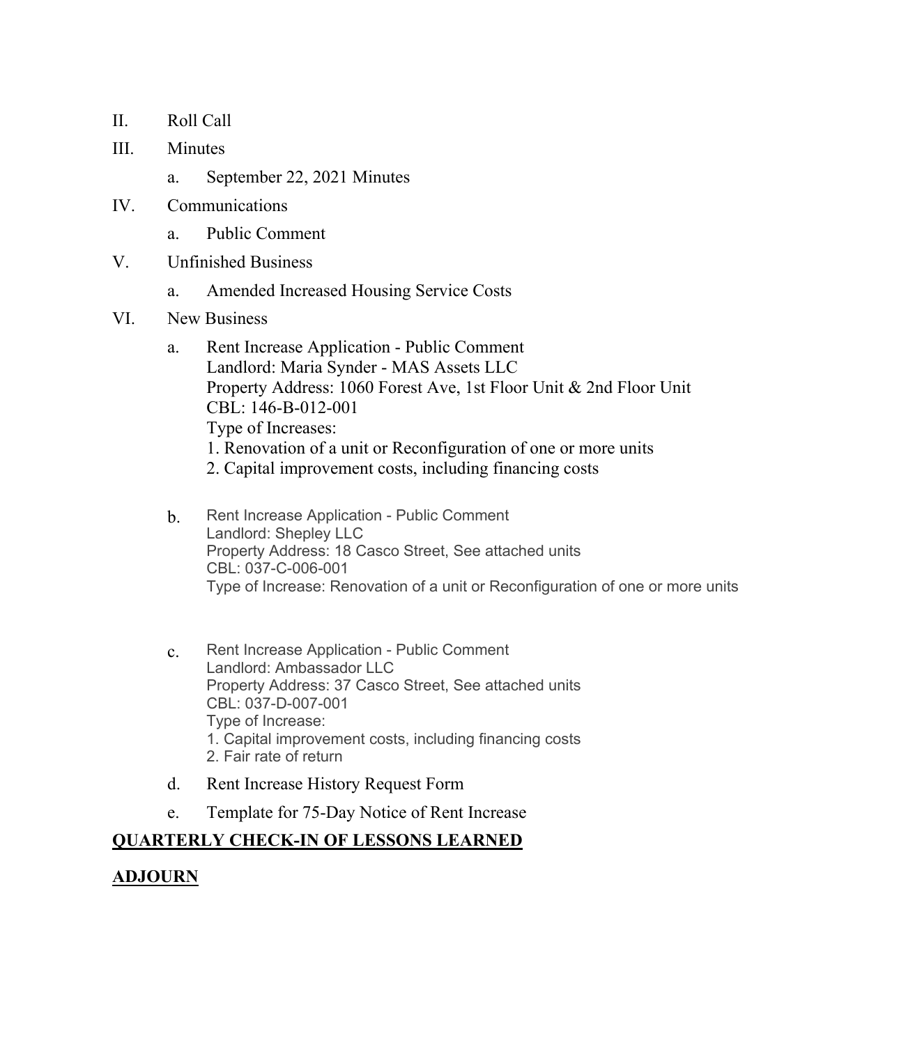II. Roll Call

III. Minutes

   a. September 22, 2021 Minutes

IV. Communications

   a. Public Comment

V. Unfinished Business

   a. Amended Increased Housing Service Costs

VI. New Business

   a. Rent Increase Application - Public Comment
      Landlord: Maria Synder - MAS Assets LLC
      Property Address: 1060 Forest Ave, 1st Floor Unit & 2nd Floor Unit
      CBL: 146-B-012-001
      Type of Increases:
      1. Renovation of a unit or Reconfiguration of one or more units
      2. Capital improvement costs, including financing costs

   b. Rent Increase Application - Public Comment
      Landlord: Shepley LLC
      Property Address: 18 Casco Street, See attached units
      CBL: 037-C-006-001
      Type of Increase: Renovation of a unit or Reconfiguration of one or more units

   c. Rent Increase Application - Public Comment
      Landlord: Ambassador LLC
      Property Address: 37 Casco Street, See attached units
      CBL: 037-D-007-001
      Type of Increase:
      1. Capital improvement costs, including financing costs
      2. Fair rate of return

   d. Rent Increase History Request Form

   e. Template for 75-Day Notice of Rent Increase

**QUARTERLY CHECK-IN OF LESSONS LEARNED**

**ADJOURN**